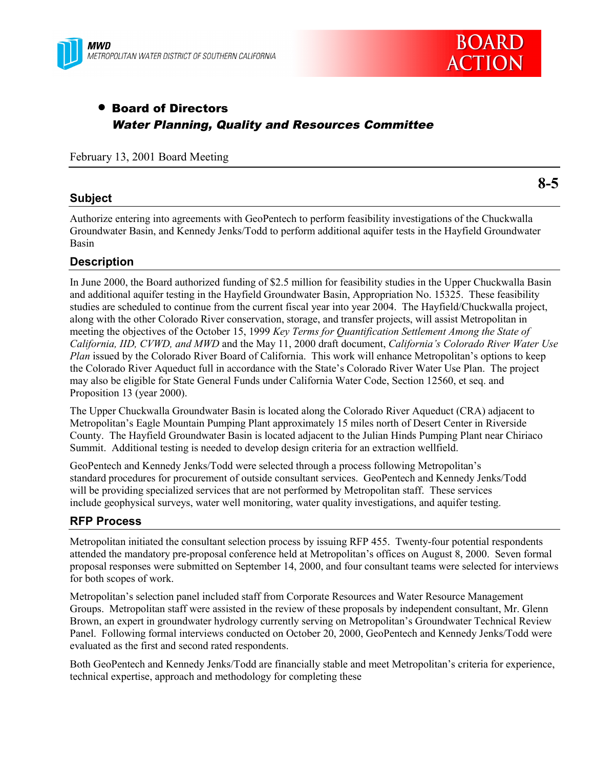MWD
METROPOLITAN WATER DISTRICT OF SOUTHERN CALIFORNIA

**BOARD ACTION**

- **Board of Directors**
  ***Water Planning, Quality and Resources Committee***

February 13, 2001 Board Meeting

**8-5**

## Subject

Authorize entering into agreements with GeoPentech to perform feasibility investigations of the Chuckwalla Groundwater Basin, and Kennedy Jenks/Todd to perform additional aquifer tests in the Hayfield Groundwater Basin

## Description

In June 2000, the Board authorized funding of $2.5 million for feasibility studies in the Upper Chuckwalla Basin and additional aquifer testing in the Hayfield Groundwater Basin, Appropriation No. 15325. These feasibility studies are scheduled to continue from the current fiscal year into year 2004. The Hayfield/Chuckwalla project, along with the other Colorado River conservation, storage, and transfer projects, will assist Metropolitan in meeting the objectives of the October 15, 1999 *Key Terms for Quantification Settlement Among the State of California, IID, CVWD, and MWD* and the May 11, 2000 draft document, *California's Colorado River Water Use Plan* issued by the Colorado River Board of California. This work will enhance Metropolitan's options to keep the Colorado River Aqueduct full in accordance with the State's Colorado River Water Use Plan. The project may also be eligible for State General Funds under California Water Code, Section 12560, et seq. and Proposition 13 (year 2000).

The Upper Chuckwalla Groundwater Basin is located along the Colorado River Aqueduct (CRA) adjacent to Metropolitan's Eagle Mountain Pumping Plant approximately 15 miles north of Desert Center in Riverside County. The Hayfield Groundwater Basin is located adjacent to the Julian Hinds Pumping Plant near Chiriaco Summit. Additional testing is needed to develop design criteria for an extraction wellfield.

GeoPentech and Kennedy Jenks/Todd were selected through a process following Metropolitan's standard procedures for procurement of outside consultant services. GeoPentech and Kennedy Jenks/Todd will be providing specialized services that are not performed by Metropolitan staff. These services include geophysical surveys, water well monitoring, water quality investigations, and aquifer testing.

## RFP Process

Metropolitan initiated the consultant selection process by issuing RFP 455. Twenty-four potential respondents attended the mandatory pre-proposal conference held at Metropolitan's offices on August 8, 2000. Seven formal proposal responses were submitted on September 14, 2000, and four consultant teams were selected for interviews for both scopes of work.

Metropolitan's selection panel included staff from Corporate Resources and Water Resource Management Groups. Metropolitan staff were assisted in the review of these proposals by independent consultant, Mr. Glenn Brown, an expert in groundwater hydrology currently serving on Metropolitan's Groundwater Technical Review Panel. Following formal interviews conducted on October 20, 2000, GeoPentech and Kennedy Jenks/Todd were evaluated as the first and second rated respondents.

Both GeoPentech and Kennedy Jenks/Todd are financially stable and meet Metropolitan's criteria for experience, technical expertise, approach and methodology for completing these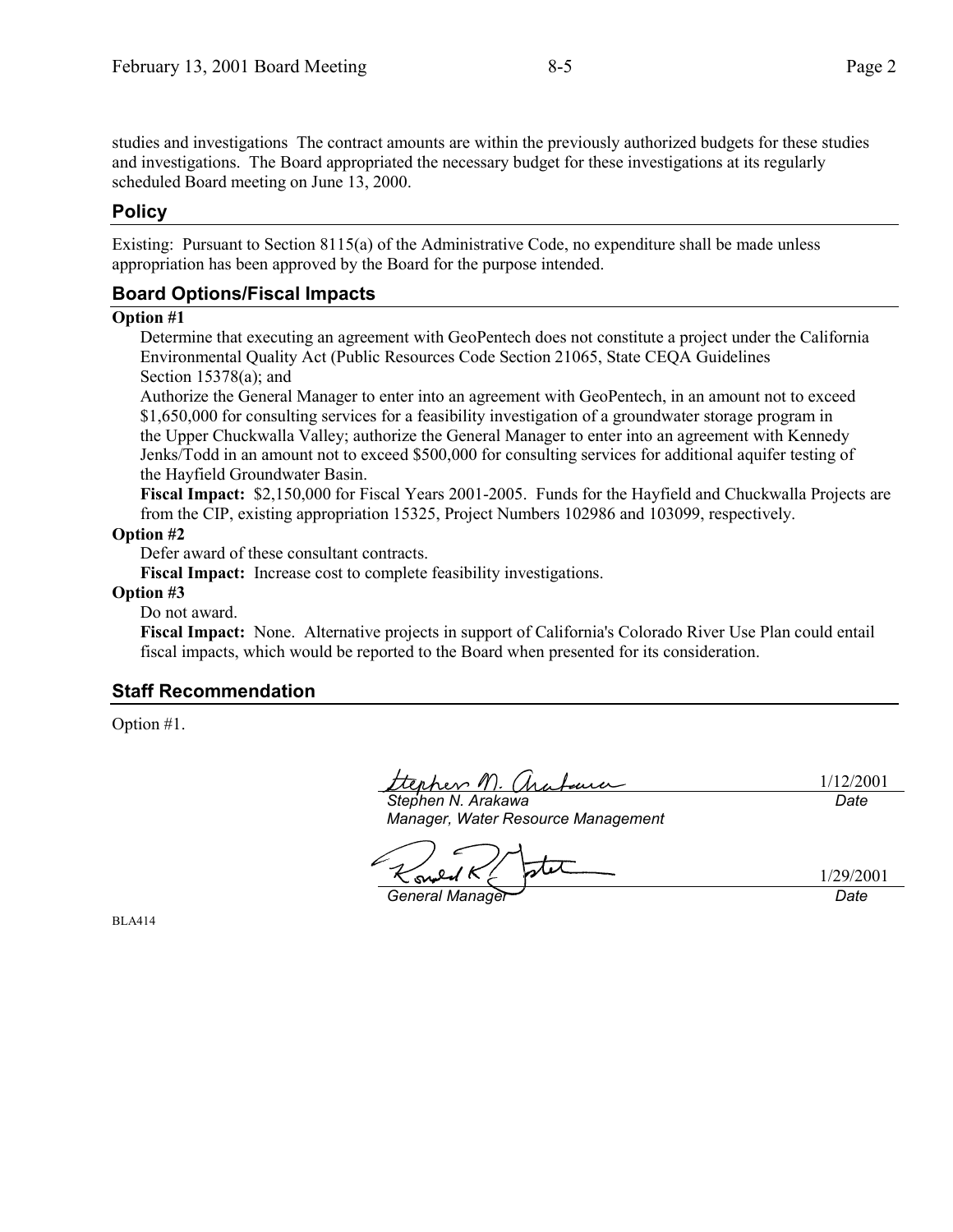studies and investigations The contract amounts are within the previously authorized budgets for these studies and investigations. The Board appropriated the necessary budget for these investigations at its regularly scheduled Board meeting on June 13, 2000.

## Policy

Existing: Pursuant to Section 8115(a) of the Administrative Code, no expenditure shall be made unless appropriation has been approved by the Board for the purpose intended.

## Board Options/Fiscal Impacts

**Option #1**

Determine that executing an agreement with GeoPentech does not constitute a project under the California Environmental Quality Act (Public Resources Code Section 21065, State CEQA Guidelines Section 15378(a); and

Authorize the General Manager to enter into an agreement with GeoPentech, in an amount not to exceed $1,650,000 for consulting services for a feasibility investigation of a groundwater storage program in the Upper Chuckwalla Valley; authorize the General Manager to enter into an agreement with Kennedy Jenks/Todd in an amount not to exceed $500,000 for consulting services for additional aquifer testing of the Hayfield Groundwater Basin.

**Fiscal Impact:** $2,150,000 for Fiscal Years 2001-2005. Funds for the Hayfield and Chuckwalla Projects are from the CIP, existing appropriation 15325, Project Numbers 102986 and 103099, respectively.

**Option #2**

Defer award of these consultant contracts.

**Fiscal Impact:** Increase cost to complete feasibility investigations.

**Option #3**

Do not award.

**Fiscal Impact:** None. Alternative projects in support of California's Colorado River Use Plan could entail fiscal impacts, which would be reported to the Board when presented for its consideration.

## Staff Recommendation

Option #1.

*Stephen N. Arakawa*
*Manager, Water Resource Management*
1/12/2001
*Date*

*General Manager*
1/29/2001
*Date*

BLA414